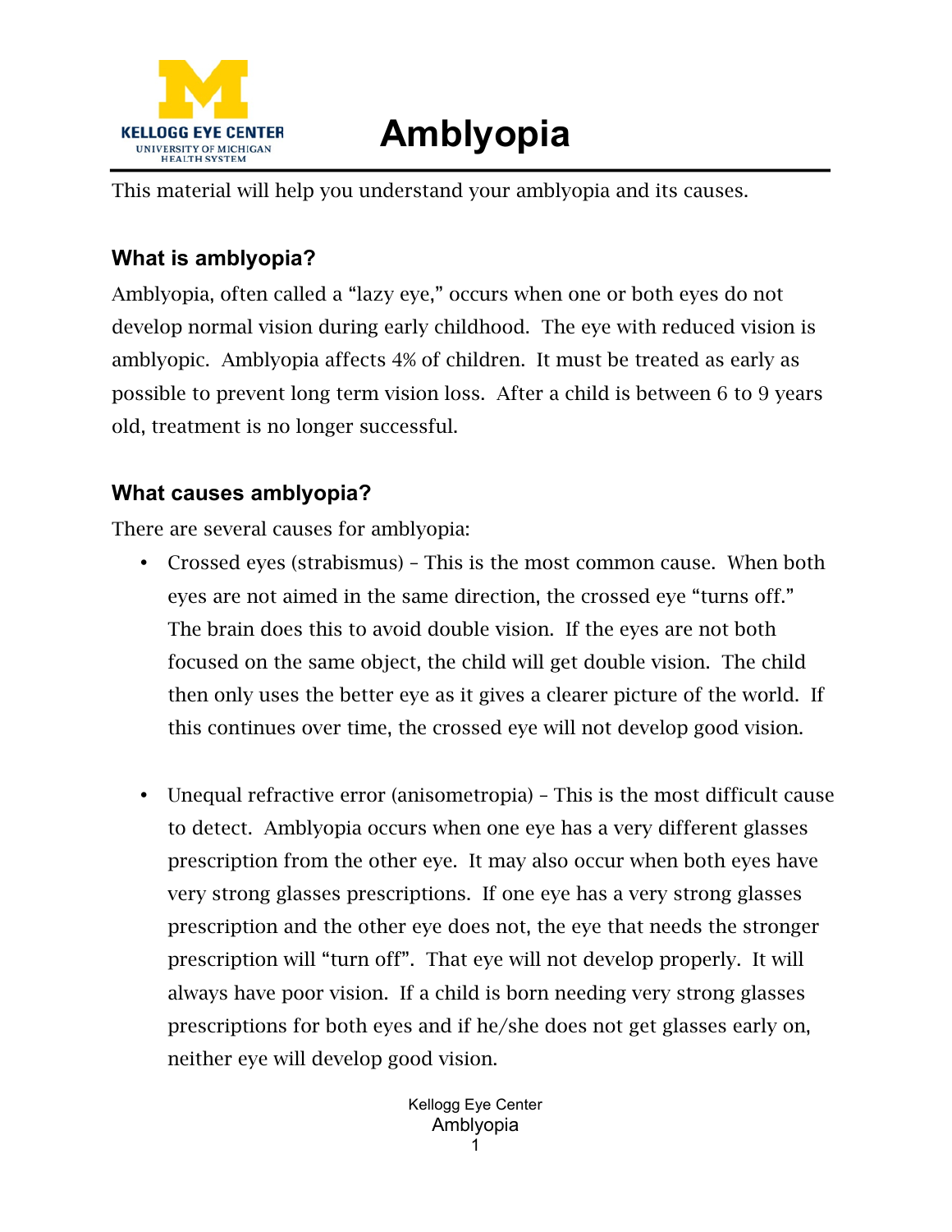# Amblyopia

This material will help you understand your amblyopia and its causes.

## What is amblyopia?

Amblyopia, often called a "lazy eye," occurs when one or both eyes do not develop normal vision during early childhood. The eye with reduced vision is amblyopic. Amblyopia affects 4% of children. It must be treated as early as possible to prevent long term vision loss. After a child is between 6 to 9 years old, treatment is no longer successful.

## What causes amblyopia?

There are several causes for amblyopia:

- Crossed eyes (strabismus) – This is the most common cause. When both eyes are not aimed in the same direction, the crossed eye "turns off." The brain does this to avoid double vision. If the eyes are not both focused on the same object, the child will get double vision. The child then only uses the better eye as it gives a clearer picture of the world. If this continues over time, the crossed eye will not develop good vision.

- Unequal refractive error (anisometropia) – This is the most difficult cause to detect. Amblyopia occurs when one eye has a very different glasses prescription from the other eye. It may also occur when both eyes have very strong glasses prescriptions. If one eye has a very strong glasses prescription and the other eye does not, the eye that needs the stronger prescription will "turn off". That eye will not develop properly. It will always have poor vision. If a child is born needing very strong glasses prescriptions for both eyes and if he/she does not get glasses early on, neither eye will develop good vision.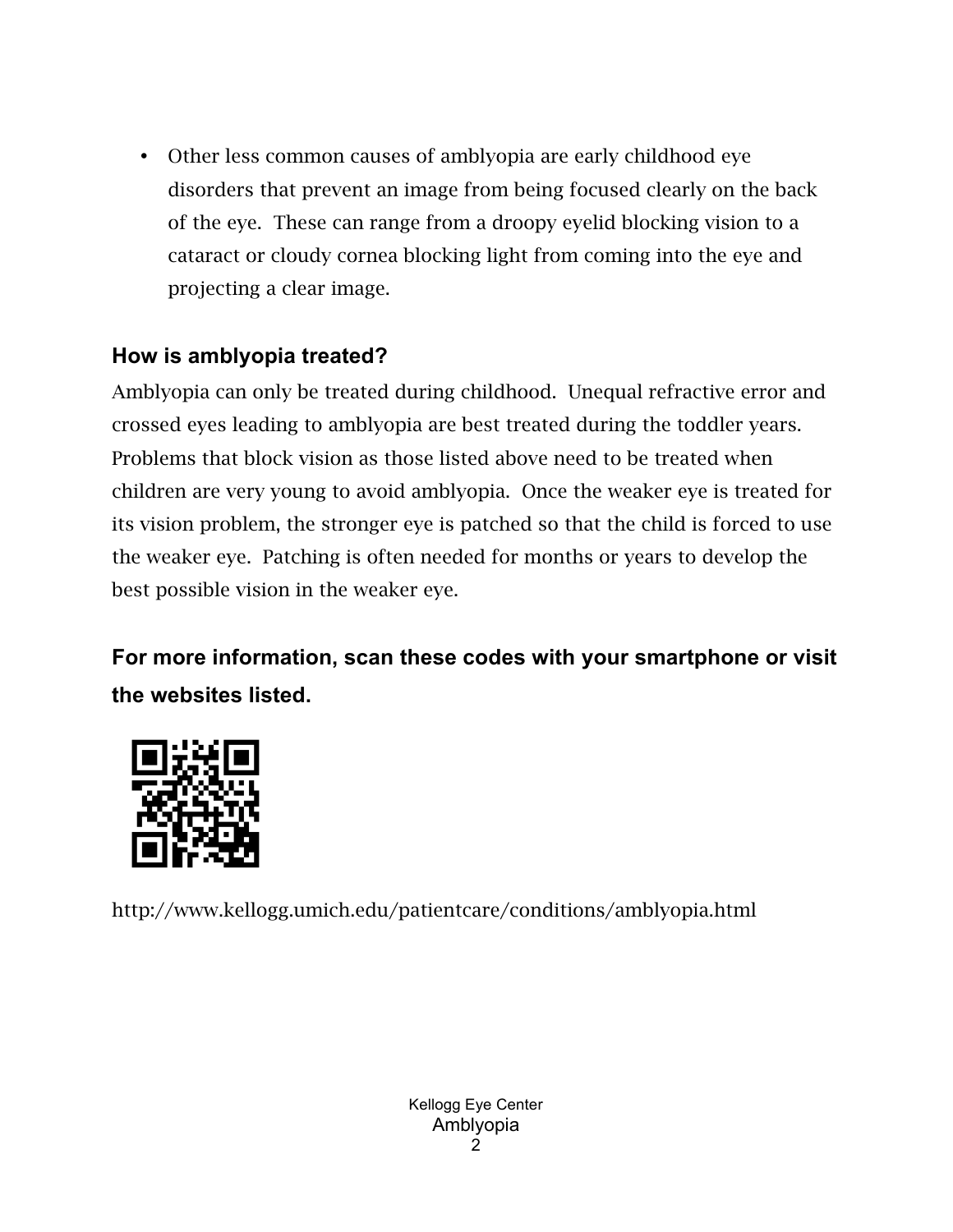- Other less common causes of amblyopia are early childhood eye disorders that prevent an image from being focused clearly on the back of the eye. These can range from a droopy eyelid blocking vision to a cataract or cloudy cornea blocking light from coming into the eye and projecting a clear image.

### How is amblyopia treated?

Amblyopia can only be treated during childhood. Unequal refractive error and crossed eyes leading to amblyopia are best treated during the toddler years. Problems that block vision as those listed above need to be treated when children are very young to avoid amblyopia. Once the weaker eye is treated for its vision problem, the stronger eye is patched so that the child is forced to use the weaker eye. Patching is often needed for months or years to develop the best possible vision in the weaker eye.

### For more information, scan these codes with your smartphone or visit the websites listed.

http://www.kellogg.umich.edu/patientcare/conditions/amblyopia.html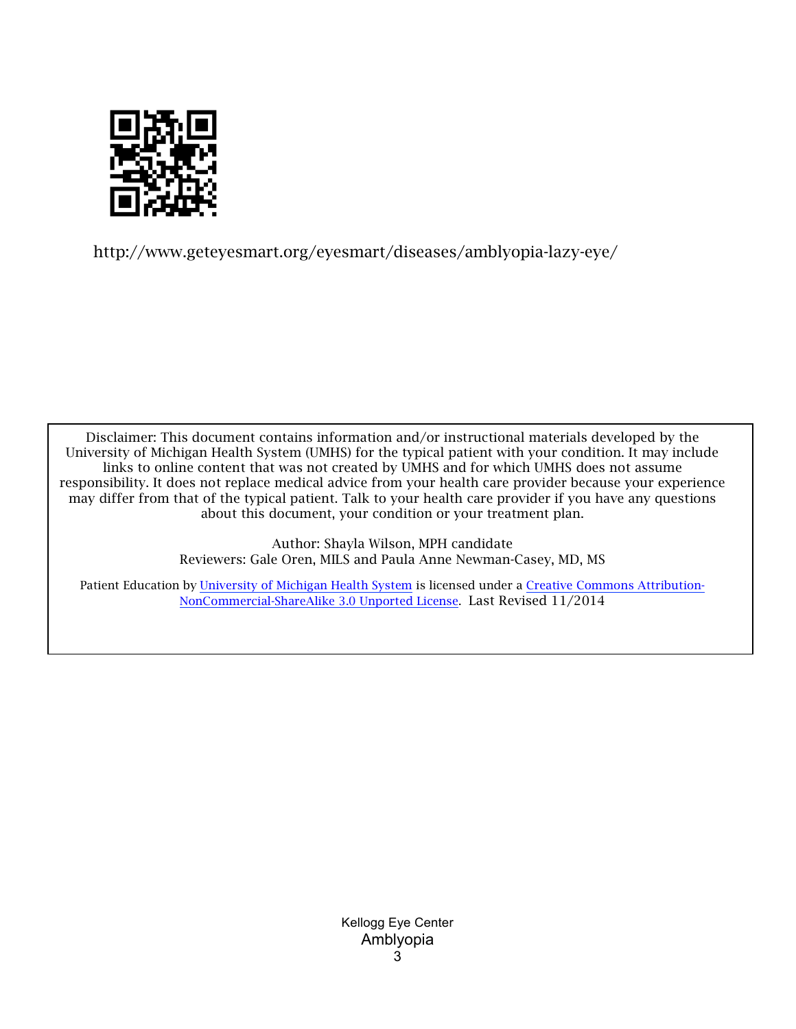http://www.geteyesmart.org/eyesmart/diseases/amblyopia-lazy-eye/

Disclaimer: This document contains information and/or instructional materials developed by the University of Michigan Health System (UMHS) for the typical patient with your condition. It may include links to online content that was not created by UMHS and for which UMHS does not assume responsibility. It does not replace medical advice from your health care provider because your experience may differ from that of the typical patient. Talk to your health care provider if you have any questions about this document, your condition or your treatment plan.

Author: Shayla Wilson, MPH candidate
Reviewers: Gale Oren, MILS and Paula Anne Newman-Casey, MD, MS

Patient Education by University of Michigan Health System is licensed under a Creative Commons Attribution-NonCommercial-ShareAlike 3.0 Unported License. Last Revised 11/2014